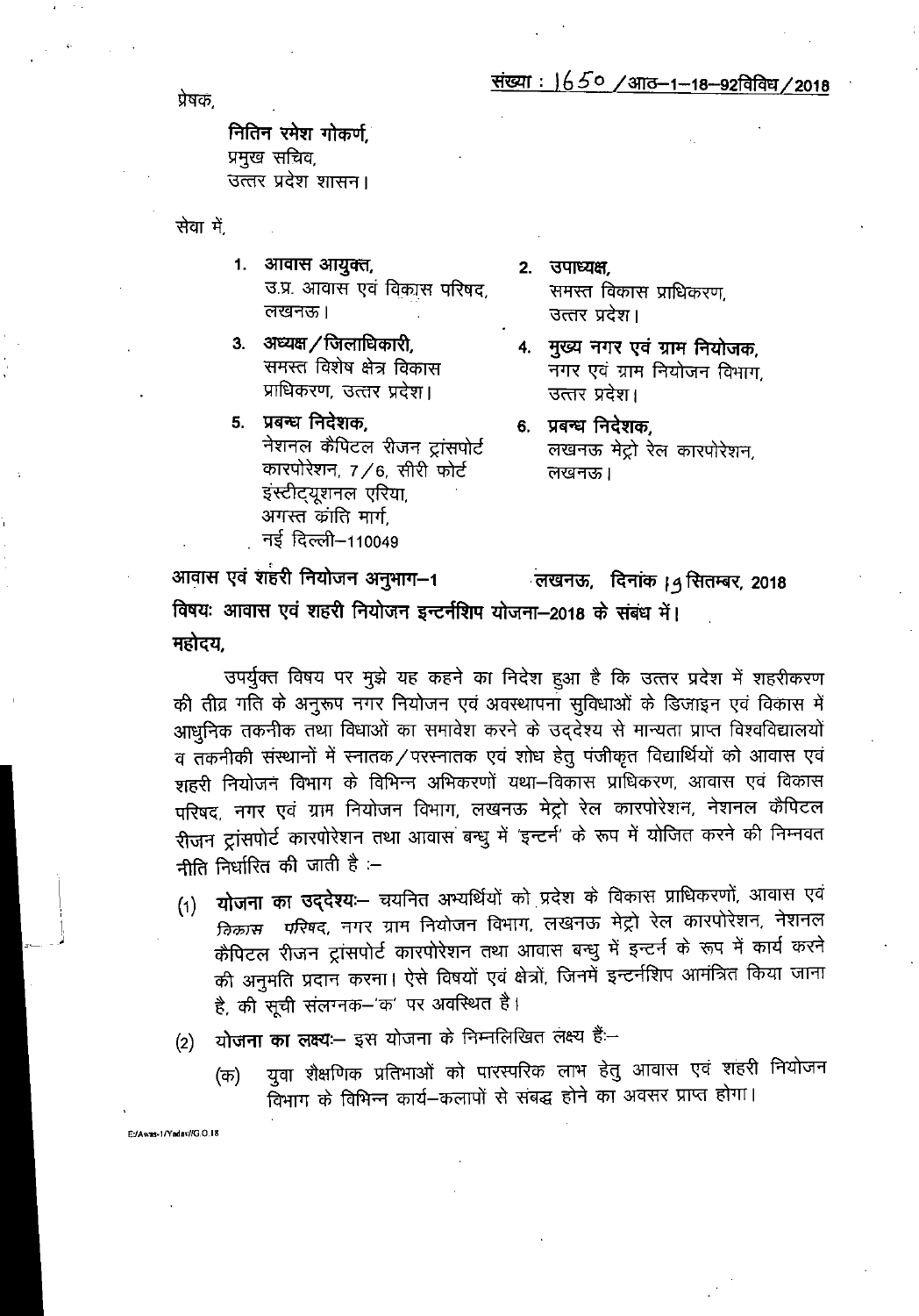संख्या : 1650 /आठ–1–18–92विविध/2018

प्रेषक,

**नितिन रमेश गोकर्ण,**
प्रमुख सचिव,
उत्तर प्रदेश शासन।

सेवा में,

1. **आवास आयुक्त,**
   उ.प्र. आवास एवं विकास परिषद,
   लखनऊ।
2. **उपाध्यक्ष,**
   समस्त विकास प्राधिकरण,
   उत्तर प्रदेश।
3. **अध्यक्ष/जिलाधिकारी,**
   समस्त विशेष क्षेत्र विकास
   प्राधिकरण, उत्तर प्रदेश।
4. **मुख्य नगर एवं ग्राम नियोजक,**
   नगर एवं ग्राम नियोजन विभाग,
   उत्तर प्रदेश।
5. **प्रबन्ध निदेशक,**
   नेशनल कैपिटल रीजन ट्रांसपोर्ट
   कारपोरेशन, 7/6, सीरी फोर्ट
   इंस्टीट्यूशनल एरिया,
   अगस्त क्रांति मार्ग,
   नई दिल्ली–110049
6. **प्रबन्ध निदेशक,**
   लखनऊ मेट्रो रेल कारपोरेशन,
   लखनऊ।

**आवास एवं शहरी नियोजन अनुभाग–1** लखनऊ, दिनांक 19 सितम्बर, 2018

**विषयः आवास एवं शहरी नियोजन इन्टर्नशिप योजना–2018 के संबंध में।**

**महोदय,**

उपर्युक्त विषय पर मुझे यह कहने का निदेश हुआ है कि उत्तर प्रदेश में शहरीकरण की तीव्र गति के अनुरूप नगर नियोजन एवं अवस्थापना सुविधाओं के डिजाइन एवं विकास में आधुनिक तकनीक तथा विधाओं का समावेश करने के उद्देश्य से मान्यता प्राप्त विश्वविद्यालयों व तकनीकी संस्थानों में स्नातक/परस्नातक एवं शोध हेतु पंजीकृत विद्यार्थियों को आवास एवं शहरी नियोजन विभाग के विभिन्न अभिकरणों यथा–विकास प्राधिकरण, आवास एवं विकास परिषद, नगर एवं ग्राम नियोजन विभाग, लखनऊ मेट्रो रेल कारपोरेशन, नेशनल कैपिटल रीजन ट्रांसपोर्ट कारपोरेशन तथा आवास बन्धु में 'इन्टर्न' के रूप में योजित करने की निम्नवत नीति निर्धारित की जाती है :–

(1) **योजना का उद्देश्यः–** चयनित अभ्यर्थियों को प्रदेश के विकास प्राधिकरणों, आवास एवं *विकास परिषद*, नगर ग्राम नियोजन विभाग, लखनऊ मेट्रो रेल कारपोरेशन, नेशनल कैपिटल रीजन ट्रांसपोर्ट कारपोरेशन तथा आवास बन्धु में इन्टर्न के रूप में कार्य करने की अनुमति प्रदान करना। ऐसे विषयों एवं क्षेत्रों, जिनमें इन्टर्नशिप आमंत्रित किया जाना है, की सूची संलग्नक–'क' पर अवस्थित है।

(2) **योजना का लक्ष्यः–** इस योजना के निम्नलिखित लक्ष्य हैं:–

(क) युवा शैक्षणिक प्रतिभाओं को पारस्परिक लाभ हेतु आवास एवं शहरी नियोजन विभाग के विभिन्न कार्य–कलापों से संबद्ध होने का अवसर प्राप्त होगा।

E:/Awas-1/Yadav//G.O.18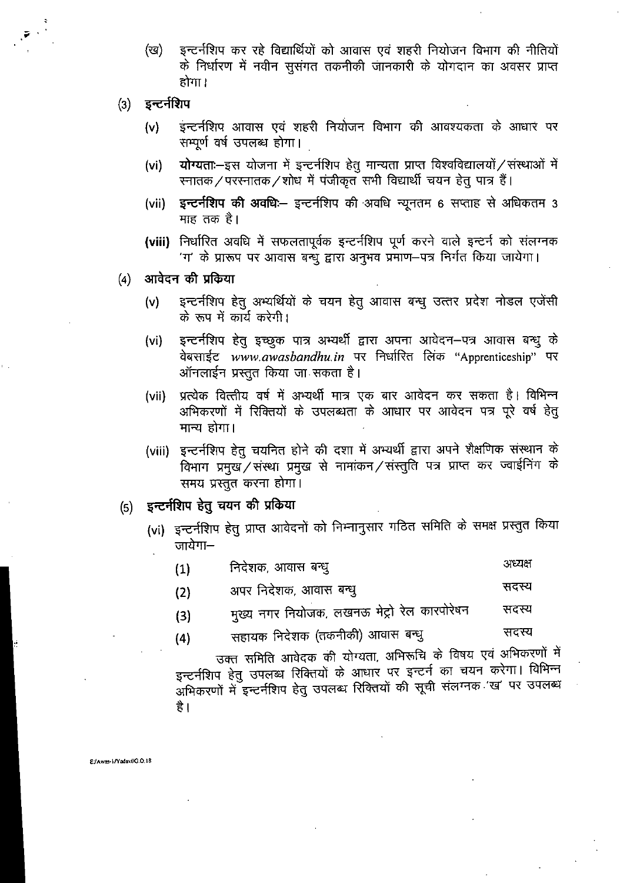(ख) इन्टर्नशिप कर रहे विद्यार्थियों को आवास एवं शहरी नियोजन विभाग की नीतियों के निर्धारण में नवीन सुसंगत तकनीकी जानकारी के योगदान का अवसर प्राप्त होगा।

(3) **इन्टर्नशिप**

(v) इन्टर्नशिप आवास एवं शहरी नियोजन विभाग की आवश्यकता के आधार पर सम्पूर्ण वर्ष उपलब्ध होगा।

(vi) **योग्यता**:–इस योजना में इन्टर्नशिप हेतु मान्यता प्राप्त विश्वविद्यालयों/संस्थाओं में स्नातक/परस्नातक/शोध में पंजीकृत सभी विद्यार्थी चयन हेतु पात्र हैं।

(vii) **इन्टर्नशिप की अवधि**:– इन्टर्नशिप की अवधि न्यूनतम 6 सप्ताह से अधिकतम 3 माह तक है।

**(viii)** निर्धारित अवधि में सफलतापूर्वक इन्टर्नशिप पूर्ण करने वाले इन्टर्न को संलग्नक 'ग' के प्रारूप पर आवास बन्धु द्वारा अनुभव प्रमाण–पत्र निर्गत किया जायेगा।

(4) **आवेदन की प्रकिया**

(v) इन्टर्नशिप हेतु अभ्यर्थियों के चयन हेतु आवास बन्धु उत्तर प्रदेश नोडल एजेंसी के रूप में कार्य करेगी।

(vi) इन्टर्नशिप हेतु इच्छुक पात्र अभ्यर्थी द्वारा अपना आवेदन–पत्र आवास बन्धु के वेबसाईट *www.awasbandhu.in* पर निर्धारित लिंक "Apprenticeship" पर ऑनलाईन प्रस्तुत किया जा सकता है।

(vii) प्रत्येक वित्तीय वर्ष में अभ्यर्थी मात्र एक बार आवेदन कर सकता है। विभिन्न अभिकरणों में रिक्तियों के उपलब्धता के आधार पर आवेदन पत्र पूरे वर्ष हेतु मान्य होगा।

(viii) इन्टर्नशिप हेतु चयनित होने की दशा में अभ्यर्थी द्वारा अपने शैक्षणिक संस्थान के विभाग प्रमुख/संस्था प्रमुख से नामांकन/संस्तुति पत्र प्राप्त कर ज्वाईनिंग के समय प्रस्तुत करना होगा।

(5) **इन्टर्नशिप हेतु चयन की प्रकिया**

(vi) इन्टर्नशिप हेतु प्राप्त आवेदनों को निम्नानुसार गठित समिति के समक्ष प्रस्तुत किया जायेगा–

| | | |
|---|---|---|
| (1) | निदेशक, आवास बन्धु | अध्यक्ष |
| (2) | अपर निदेशक, आवास बन्धु | सदस्य |
| (3) | मुख्य नगर नियोजक, लखनऊ मेट्रो रेल कारपोरेषन | सदस्य |
| (4) | सहायक निदेशक (तकनीकी) आवास बन्धु | सदस्य |

उक्त समिति आवेदक की योग्यता, अभिरूचि के विषय एवं अभिकरणों में इन्टर्नशिप हेतु उपलब्ध रिक्तियों के आधार पर इन्टर्न का चयन करेगा। विभिन्न अभिकरणों में इन्टर्नशिप हेतु उपलब्ध रिक्तियों की सूची संलग्नक 'ख' पर उपलब्ध है।

E:/Awas-1/Yadav//G.O.18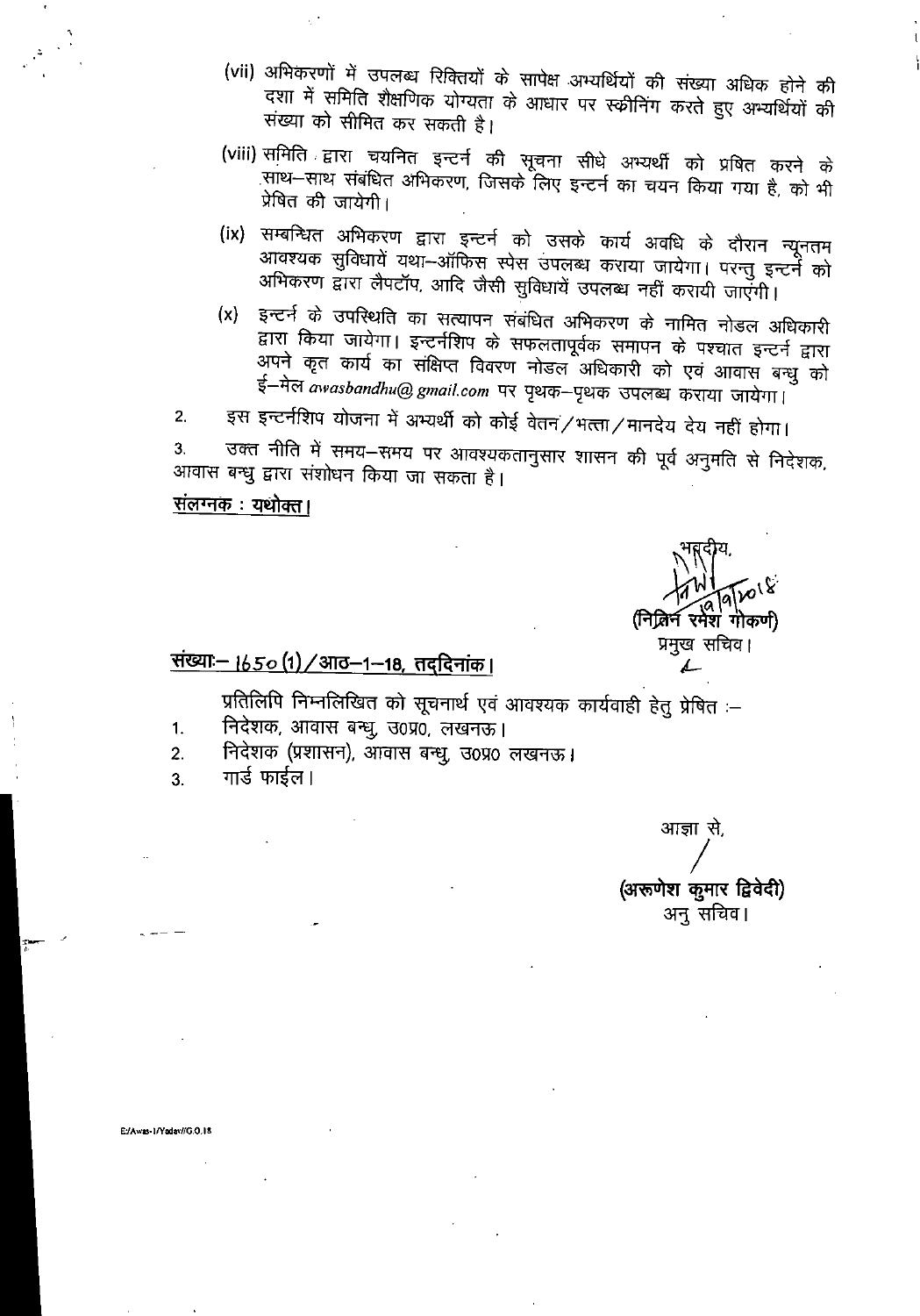(vii) अभिकरणों में उपलब्ध रिक्तियों के सापेक्ष अभ्यर्थियों की संख्या अधिक होने की दशा में समिति शैक्षणिक योग्यता के आधार पर स्क्रीनिंग करते हुए अभ्यर्थियों की संख्या को सीमित कर सकती है।

(viii) समिति द्वारा चयनित इन्टर्न की सूचना सीधे अभ्यर्थी को प्रेषित करने के साथ–साथ संबंधित अभिकरण, जिसके लिए इन्टर्न का चयन किया गया है, को भी प्रेषित की जायेगी।

(ix) सम्बन्धित अभिकरण द्वारा इन्टर्न को उसके कार्य अवधि के दौरान न्यूनतम आवश्यक सुविधायें यथा–ऑफिस स्पेस उपलब्ध कराया जायेगा। परन्तु इन्टर्न को अभिकरण द्वारा लैपटॉप, आदि जैसी सुविधायें उपलब्ध नहीं करायी जाएंगी।

(x) इन्टर्न के उपस्थिति का सत्यापन संबंधित अभिकरण के नामित नोडल अधिकारी द्वारा किया जायेगा। इन्टर्नशिप के सफलतापूर्वक समापन के पश्चात इन्टर्न द्वारा अपने कृत कार्य का संक्षिप्त विवरण नोडल अधिकारी को एवं आवास बन्धु को ई–मेल *awasbandhu@gmail.com* पर पृथक–पृथक उपलब्ध कराया जायेगा।

2. इस इन्टर्नशिप योजना में अभ्यर्थी को कोई वेतन/भत्ता/मानदेय देय नहीं होगा।

3. उक्त नीति में समय–समय पर आवश्यकतानुसार शासन की पूर्व अनुमति से निदेशक, आवास बन्धु द्वारा संशोधन किया जा सकता है।

संलग्नक : यथोक्त।

भवदीय,
9/9/2018
(नितिन रमेश गोकर्ण)
प्रमुख सचिव।

संख्या:– 1650 (1)/आठ–1–18, तद्दिनांक।

प्रतिलिपि निम्नलिखित को सूचनार्थ एवं आवश्यक कार्यवाही हेतु प्रेषित :–

1. निदेशक, आवास बन्धु, उ0प्र0, लखनऊ।
2. निदेशक (प्रशासन), आवास बन्धु, उ0प्र0 लखनऊ।
3. गार्ड फाईल।

आज्ञा से,

(अरूणेश कुमार द्विवेदी)
अनु सचिव।

E/Awas-1/Yadav//G.O.18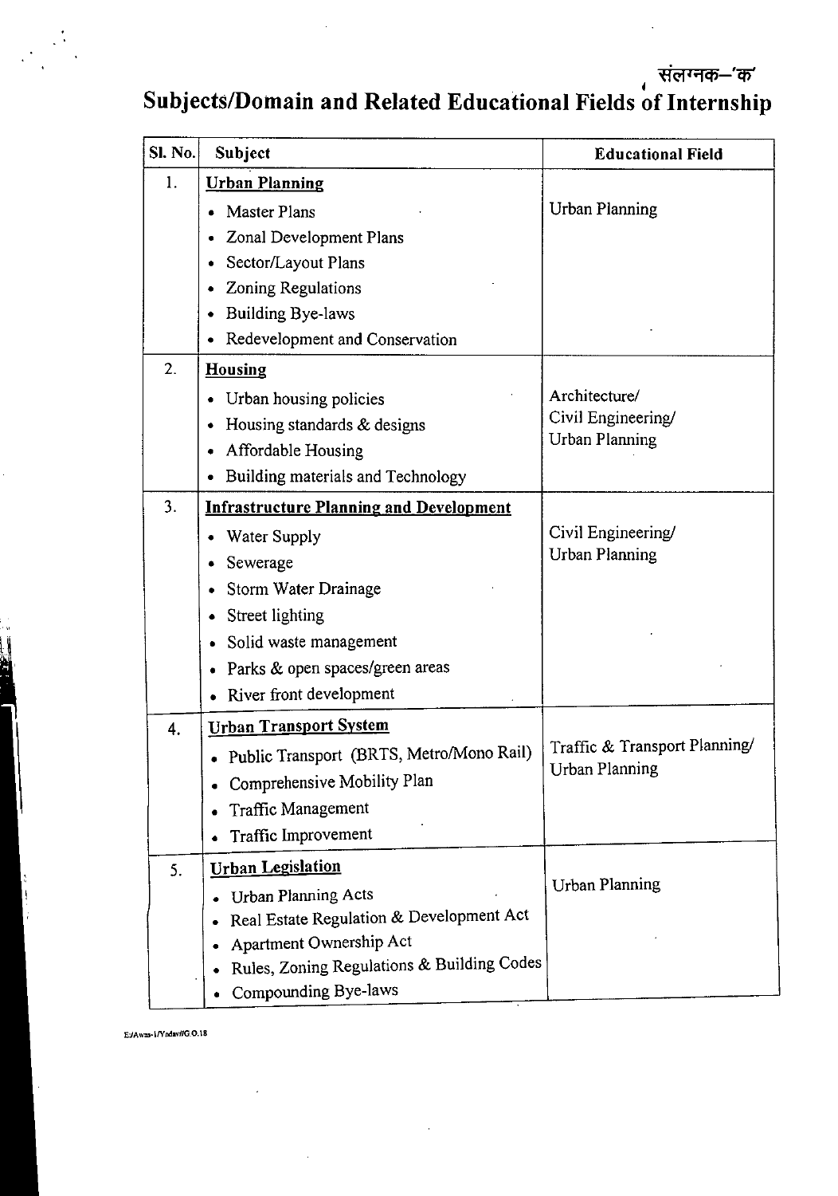संलग्नक–'क'

# Subjects/Domain and Related Educational Fields of Internship

| Sl. No. | Subject | Educational Field |
|---|---|---|
| 1. | **Urban Planning**<br>• Master Plans<br>• Zonal Development Plans<br>• Sector/Layout Plans<br>• Zoning Regulations<br>• Building Bye-laws<br>• Redevelopment and Conservation | Urban Planning |
| 2. | **Housing**<br>• Urban housing policies<br>• Housing standards & designs<br>• Affordable Housing<br>• Building materials and Technology | Architecture/<br>Civil Engineering/<br>Urban Planning |
| 3. | **Infrastructure Planning and Development**<br>• Water Supply<br>• Sewerage<br>• Storm Water Drainage<br>• Street lighting<br>• Solid waste management<br>• Parks & open spaces/green areas<br>• River front development | Civil Engineering/<br>Urban Planning |
| 4. | **Urban Transport System**<br>• Public Transport (BRTS, Metro/Mono Rail)<br>• Comprehensive Mobility Plan<br>• Traffic Management<br>• Traffic Improvement | Traffic & Transport Planning/<br>Urban Planning |
| 5. | **Urban Legislation**<br>• Urban Planning Acts<br>• Real Estate Regulation & Development Act<br>• Apartment Ownership Act<br>• Rules, Zoning Regulations & Building Codes<br>• Compounding Bye-laws | Urban Planning |

E:/Awas-1/Yadav//G.O.18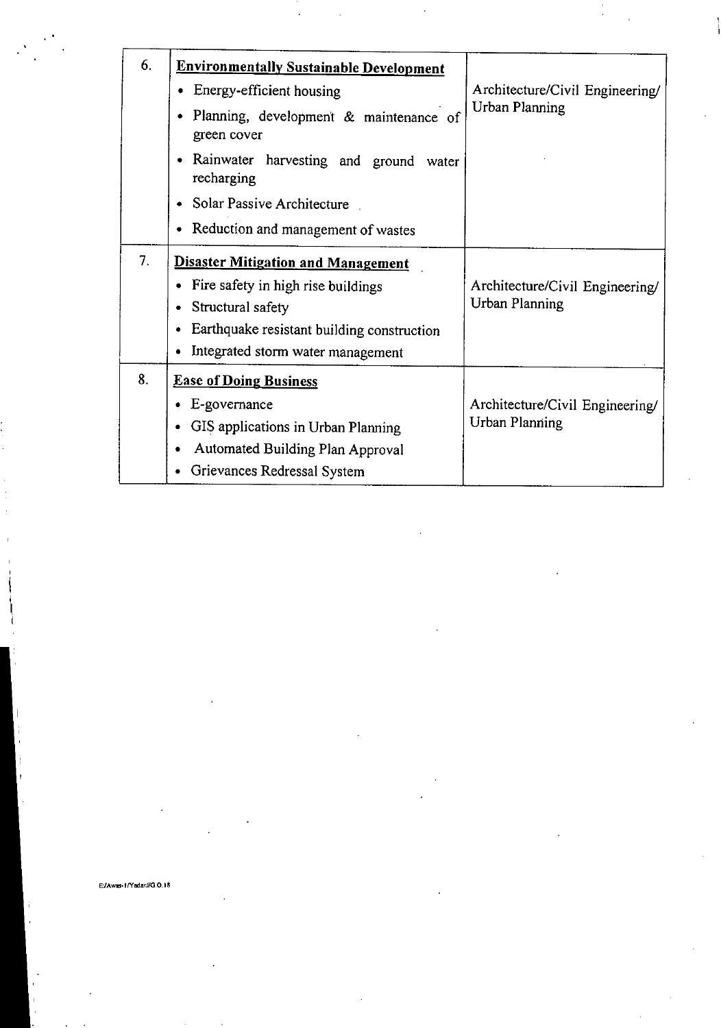| | | |
|---|---|---|
| 6. | **Environmentally Sustainable Development**<br>• Energy-efficient housing<br>• Planning, development & maintenance of green cover<br>• Rainwater harvesting and ground water recharging<br>• Solar Passive Architecture<br>• Reduction and management of wastes | Architecture/Civil Engineering/ Urban Planning |
| 7. | **Disaster Mitigation and Management**<br>• Fire safety in high rise buildings<br>• Structural safety<br>• Earthquake resistant building construction<br>• Integrated storm water management | Architecture/Civil Engineering/ Urban Planning |
| 8. | **Ease of Doing Business**<br>• E-governance<br>• GIS applications in Urban Planning<br>• Automated Building Plan Approval<br>• Grievances Redressal System | Architecture/Civil Engineering/ Urban Planning |

E:/Awas-1/Yadav/G.O.18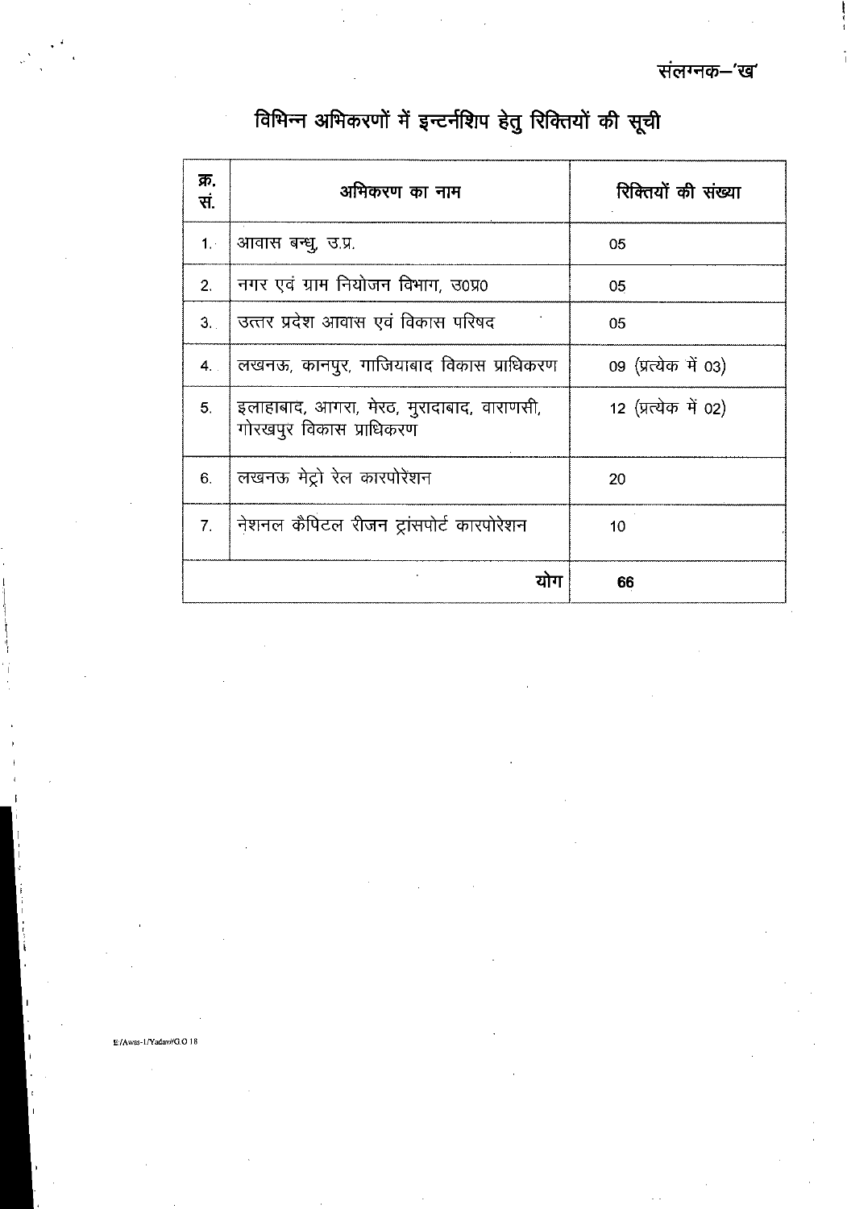संलग्नक–'ख'

## विभिन्न अभिकरणों में इन्टर्नशिप हेतु रिक्तियों की सूची

| क्र. सं. | अभिकरण का नाम | रिक्तियों की संख्या |
|---|---|---|
| 1. | आवास बन्धु, उ.प्र. | 05 |
| 2. | नगर एवं ग्राम नियोजन विभाग, उ0प्र0 | 05 |
| 3. | उत्तर प्रदेश आवास एवं विकास परिषद | 05 |
| 4. | लखनऊ, कानपुर, गाजियाबाद विकास प्राधिकरण | 09 (प्रत्येक में 03) |
| 5. | इलाहाबाद, आगरा, मेरठ, मुरादाबाद, वाराणसी, गोरखपुर विकास प्राधिकरण | 12 (प्रत्येक में 02) |
| 6. | लखनऊ मेट्रो रेल कारपोरेशन | 20 |
| 7. | नेशनल कैपिटल रीजन ट्रांसपोर्ट कारपोरेशन | 10 |
| | **योग** | **66** |

E:/Awas-1/Yadav//G.O 18